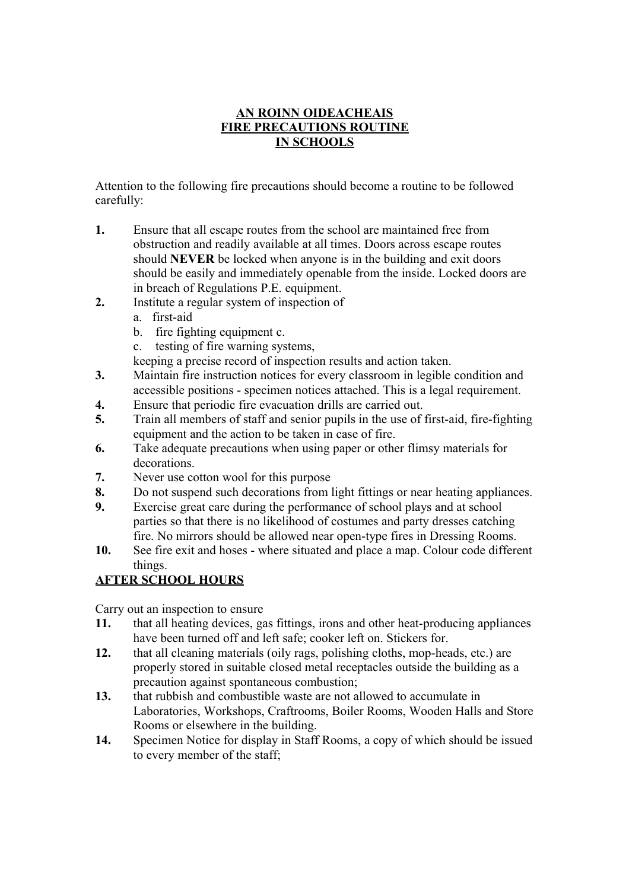**AN ROINN OIDEACHEAIS**
**FIRE PRECAUTIONS ROUTINE**
**IN SCHOOLS**

Attention to the following fire precautions should become a routine to be followed carefully:

**1.** Ensure that all escape routes from the school are maintained free from obstruction and readily available at all times. Doors across escape routes should **NEVER** be locked when anyone is in the building and exit doors should be easily and immediately openable from the inside. Locked doors are in breach of Regulations P.E. equipment.

**2.** Institute a regular system of inspection of
   a. first-aid
   b. fire fighting equipment c.
   c. testing of fire warning systems,
   
   keeping a precise record of inspection results and action taken.

**3.** Maintain fire instruction notices for every classroom in legible condition and accessible positions - specimen notices attached. This is a legal requirement.

**4.** Ensure that periodic fire evacuation drills are carried out.

**5.** Train all members of staff and senior pupils in the use of first-aid, fire-fighting equipment and the action to be taken in case of fire.

**6.** Take adequate precautions when using paper or other flimsy materials for decorations.

**7.** Never use cotton wool for this purpose

**8.** Do not suspend such decorations from light fittings or near heating appliances.

**9.** Exercise great care during the performance of school plays and at school parties so that there is no likelihood of costumes and party dresses catching fire. No mirrors should be allowed near open-type fires in Dressing Rooms.

**10.** See fire exit and hoses - where situated and place a map. Colour code different things.

**AFTER SCHOOL HOURS**

Carry out an inspection to ensure

**11.** that all heating devices, gas fittings, irons and other heat-producing appliances have been turned off and left safe; cooker left on. Stickers for.

**12.** that all cleaning materials (oily rags, polishing cloths, mop-heads, etc.) are properly stored in suitable closed metal receptacles outside the building as a precaution against spontaneous combustion;

**13.** that rubbish and combustible waste are not allowed to accumulate in Laboratories, Workshops, Craftrooms, Boiler Rooms, Wooden Halls and Store Rooms or elsewhere in the building.

**14.** Specimen Notice for display in Staff Rooms, a copy of which should be issued to every member of the staff;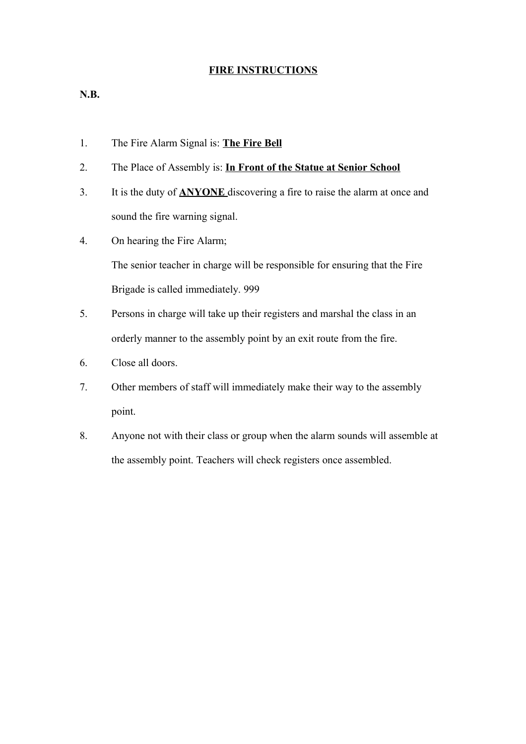# FIRE INSTRUCTIONS

**N.B.**

1. The Fire Alarm Signal is: **The Fire Bell**
2. The Place of Assembly is: **In Front of the Statue at Senior School**
3. It is the duty of **ANYONE** discovering a fire to raise the alarm at once and sound the fire warning signal.
4. On hearing the Fire Alarm;

   The senior teacher in charge will be responsible for ensuring that the Fire Brigade is called immediately. 999
5. Persons in charge will take up their registers and marshal the class in an orderly manner to the assembly point by an exit route from the fire.
6. Close all doors.
7. Other members of staff will immediately make their way to the assembly point.
8. Anyone not with their class or group when the alarm sounds will assemble at the assembly point. Teachers will check registers once assembled.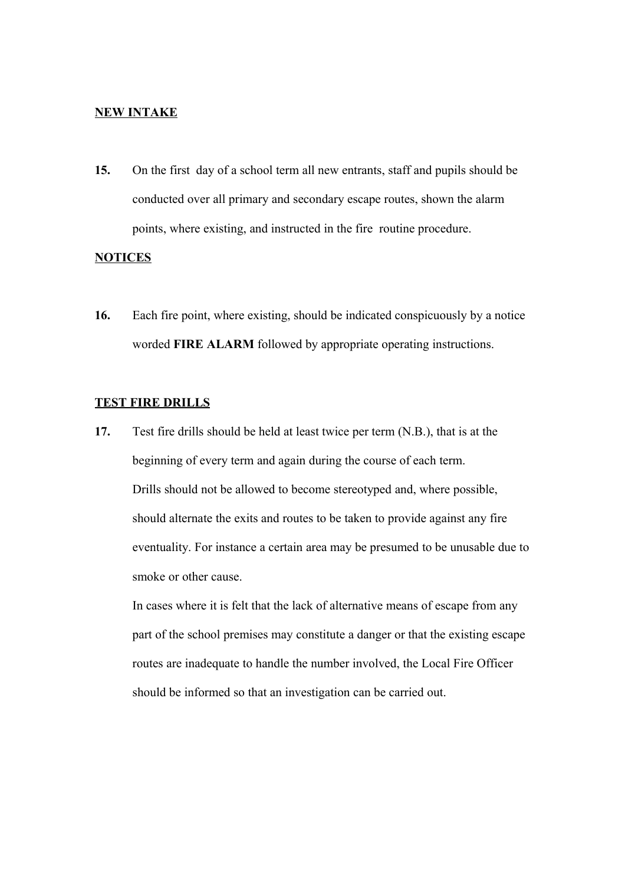**NEW INTAKE**

**15.** On the first day of a school term all new entrants, staff and pupils should be conducted over all primary and secondary escape routes, shown the alarm points, where existing, and instructed in the fire routine procedure.

**NOTICES**

**16.** Each fire point, where existing, should be indicated conspicuously by a notice worded **FIRE ALARM** followed by appropriate operating instructions.

**TEST FIRE DRILLS**

**17.** Test fire drills should be held at least twice per term (N.B.), that is at the beginning of every term and again during the course of each term.

Drills should not be allowed to become stereotyped and, where possible, should alternate the exits and routes to be taken to provide against any fire eventuality. For instance a certain area may be presumed to be unusable due to smoke or other cause.

In cases where it is felt that the lack of alternative means of escape from any part of the school premises may constitute a danger or that the existing escape routes are inadequate to handle the number involved, the Local Fire Officer should be informed so that an investigation can be carried out.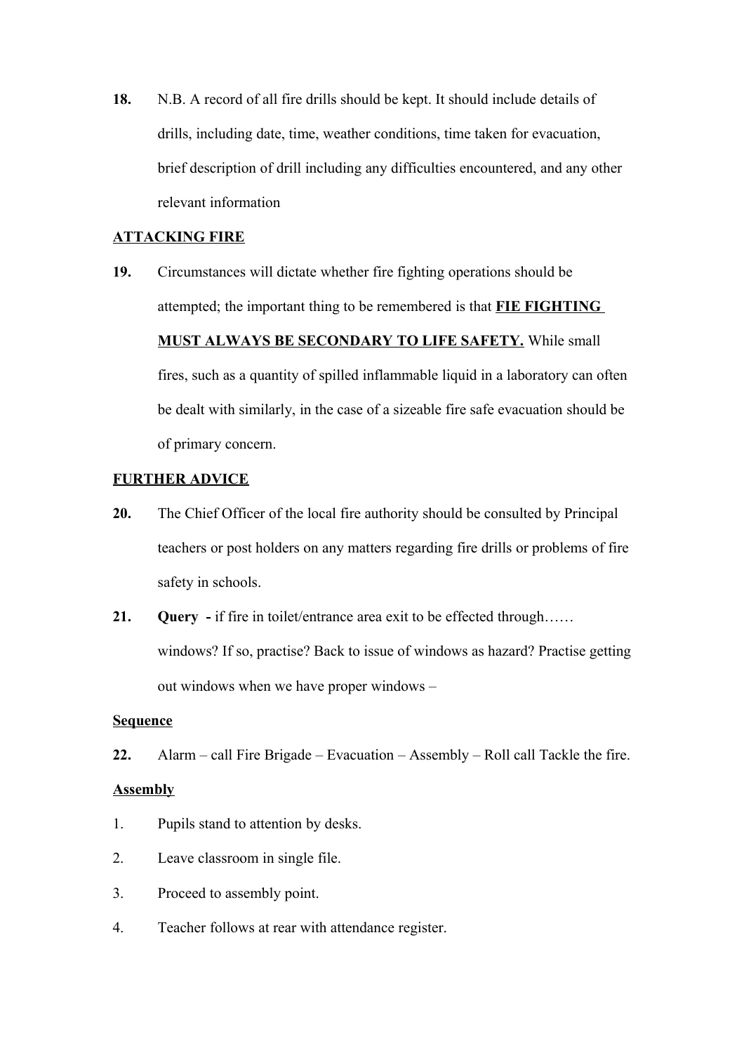**18.** N.B. A record of all fire drills should be kept. It should include details of drills, including date, time, weather conditions, time taken for evacuation, brief description of drill including any difficulties encountered, and any other relevant information

**ATTACKING FIRE**

**19.** Circumstances will dictate whether fire fighting operations should be attempted; the important thing to be remembered is that **FIE FIGHTING MUST ALWAYS BE SECONDARY TO LIFE SAFETY.** While small fires, such as a quantity of spilled inflammable liquid in a laboratory can often be dealt with similarly, in the case of a sizeable fire safe evacuation should be of primary concern.

**FURTHER ADVICE**

**20.** The Chief Officer of the local fire authority should be consulted by Principal teachers or post holders on any matters regarding fire drills or problems of fire safety in schools.

**21.** **Query -** if fire in toilet/entrance area exit to be effected through…… windows? If so, practise? Back to issue of windows as hazard? Practise getting out windows when we have proper windows –

**Sequence**

**22.** Alarm – call Fire Brigade – Evacuation – Assembly – Roll call Tackle the fire.

**Assembly**

1. Pupils stand to attention by desks.
2. Leave classroom in single file.
3. Proceed to assembly point.
4. Teacher follows at rear with attendance register.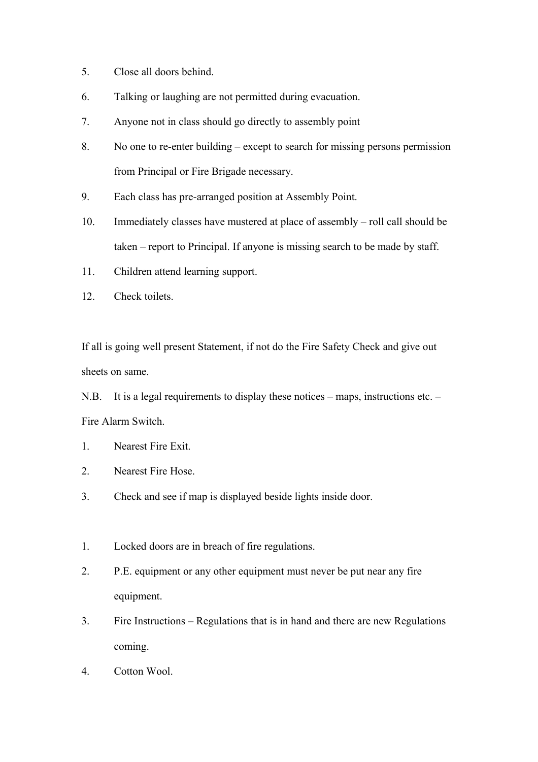5. Close all doors behind.
6. Talking or laughing are not permitted during evacuation.
7. Anyone not in class should go directly to assembly point
8. No one to re-enter building – except to search for missing persons permission from Principal or Fire Brigade necessary.
9. Each class has pre-arranged position at Assembly Point.
10. Immediately classes have mustered at place of assembly – roll call should be taken – report to Principal. If anyone is missing search to be made by staff.
11. Children attend learning support.
12. Check toilets.

If all is going well present Statement, if not do the Fire Safety Check and give out sheets on same.

N.B. It is a legal requirements to display these notices – maps, instructions etc. – Fire Alarm Switch.

1. Nearest Fire Exit.
2. Nearest Fire Hose.
3. Check and see if map is displayed beside lights inside door.

1. Locked doors are in breach of fire regulations.
2. P.E. equipment or any other equipment must never be put near any fire equipment.
3. Fire Instructions – Regulations that is in hand and there are new Regulations coming.
4. Cotton Wool.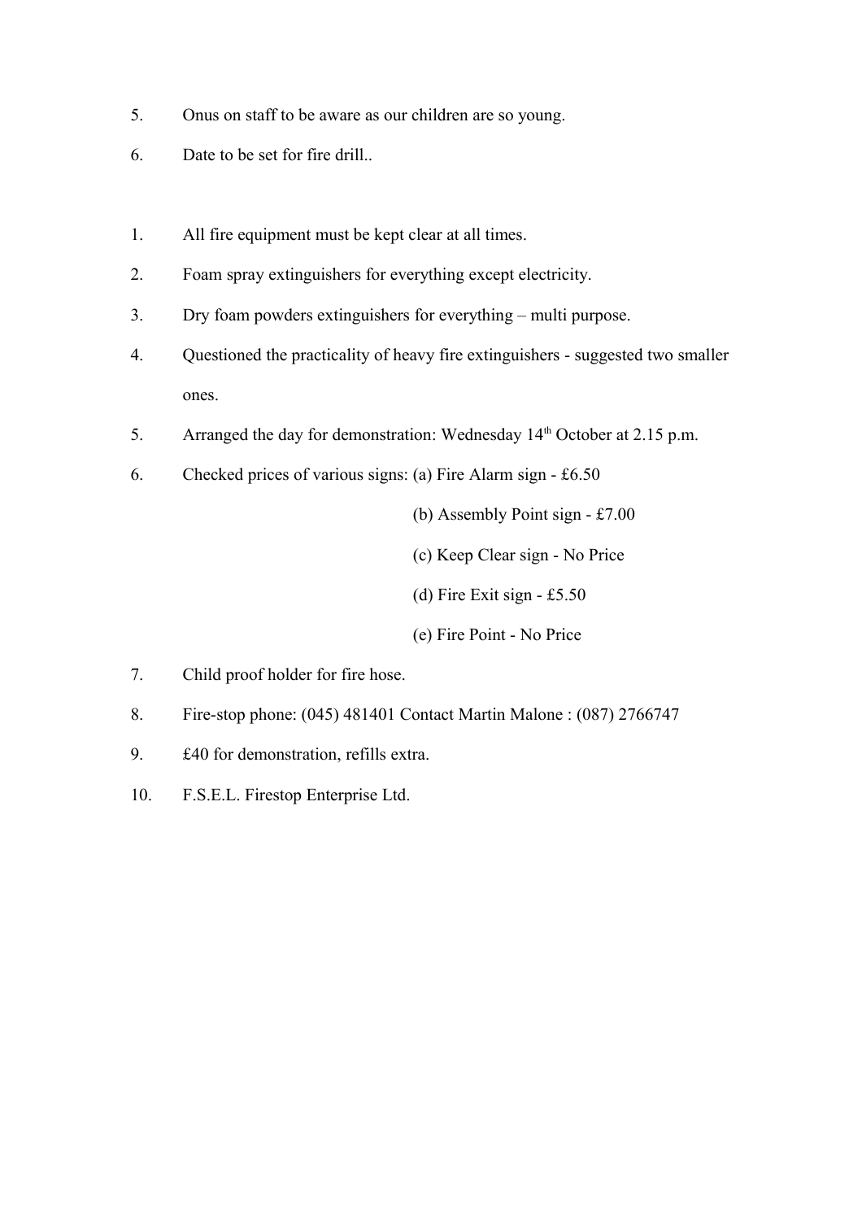5. Onus on staff to be aware as our children are so young.
6. Date to be set for fire drill..

1. All fire equipment must be kept clear at all times.
2. Foam spray extinguishers for everything except electricity.
3. Dry foam powders extinguishers for everything – multi purpose.
4. Questioned the practicality of heavy fire extinguishers - suggested two smaller ones.
5. Arranged the day for demonstration: Wednesday 14th October at 2.15 p.m.
6. Checked prices of various signs: (a) Fire Alarm sign - £6.50
   (b) Assembly Point sign - £7.00
   (c) Keep Clear sign - No Price
   (d) Fire Exit sign - £5.50
   (e) Fire Point - No Price
7. Child proof holder for fire hose.
8. Fire-stop phone: (045) 481401 Contact Martin Malone : (087) 2766747
9. £40 for demonstration, refills extra.
10. F.S.E.L. Firestop Enterprise Ltd.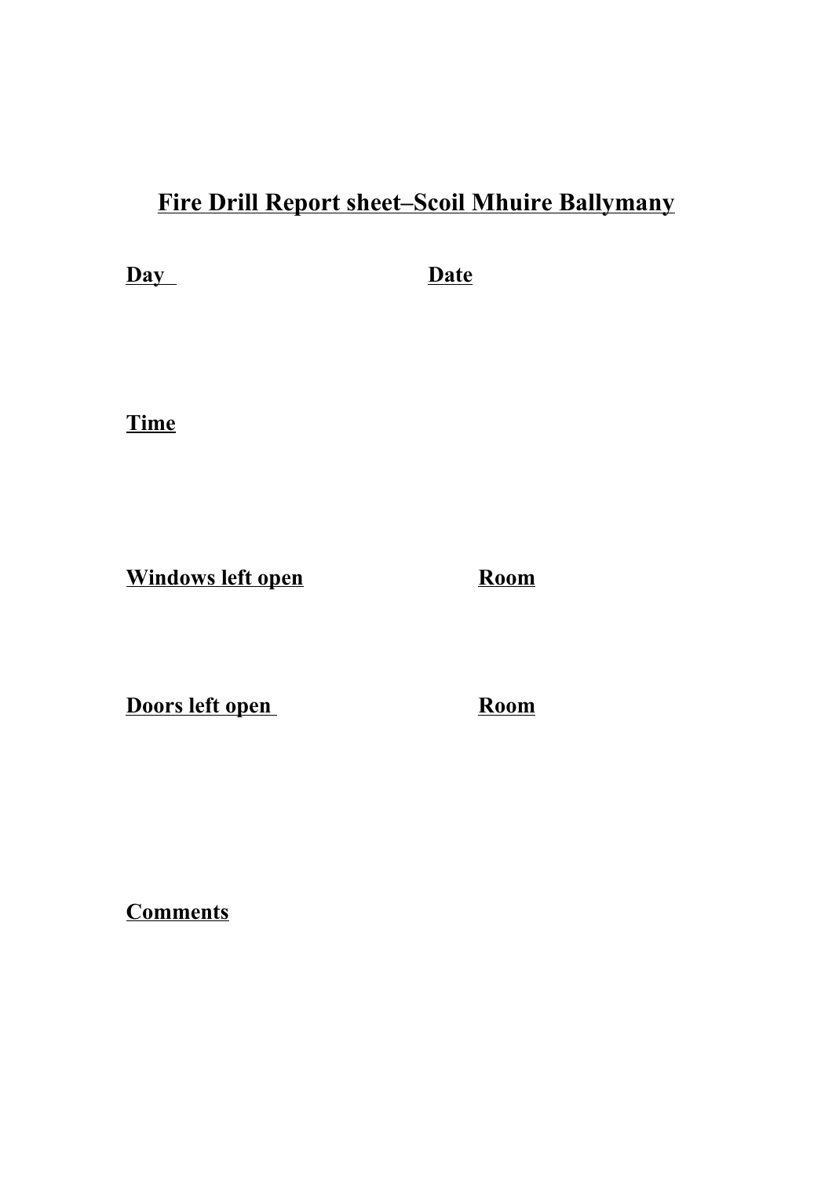# Fire Drill Report sheet–Scoil Mhuire Ballymany

**Day** **Date**

**Time**

**Windows left open** **Room**

**Doors left open** **Room**

**Comments**